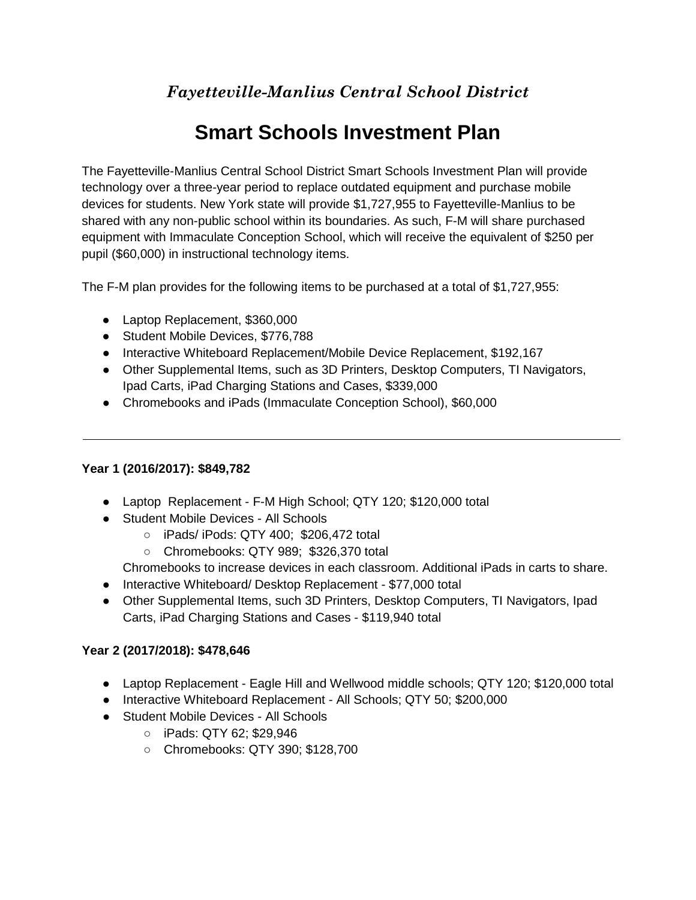*Fayetteville-Manlius Central School District*

# Smart Schools Investment Plan

The Fayetteville-Manlius Central School District Smart Schools Investment Plan will provide technology over a three-year period to replace outdated equipment and purchase mobile devices for students. New York state will provide $1,727,955 to Fayetteville-Manlius to be shared with any non-public school within its boundaries. As such, F-M will share purchased equipment with Immaculate Conception School, which will receive the equivalent of $250 per pupil ($60,000) in instructional technology items.

The F-M plan provides for the following items to be purchased at a total of $1,727,955:

- Laptop Replacement, $360,000
- Student Mobile Devices, $776,788
- Interactive Whiteboard Replacement/Mobile Device Replacement, $192,167
- Other Supplemental Items, such as 3D Printers, Desktop Computers, TI Navigators, Ipad Carts, iPad Charging Stations and Cases, $339,000
- Chromebooks and iPads (Immaculate Conception School), $60,000

---

**Year 1 (2016/2017): $849,782**

- Laptop Replacement - F-M High School; QTY 120; $120,000 total
- Student Mobile Devices - All Schools
  - iPads/ iPods: QTY 400; $206,472 total
  - Chromebooks: QTY 989; $326,370 total

  Chromebooks to increase devices in each classroom. Additional iPads in carts to share.
- Interactive Whiteboard/ Desktop Replacement - $77,000 total
- Other Supplemental Items, such 3D Printers, Desktop Computers, TI Navigators, Ipad Carts, iPad Charging Stations and Cases - $119,940 total

**Year 2 (2017/2018): $478,646**

- Laptop Replacement - Eagle Hill and Wellwood middle schools; QTY 120; $120,000 total
- Interactive Whiteboard Replacement - All Schools; QTY 50; $200,000
- Student Mobile Devices - All Schools
  - iPads: QTY 62; $29,946
  - Chromebooks: QTY 390; $128,700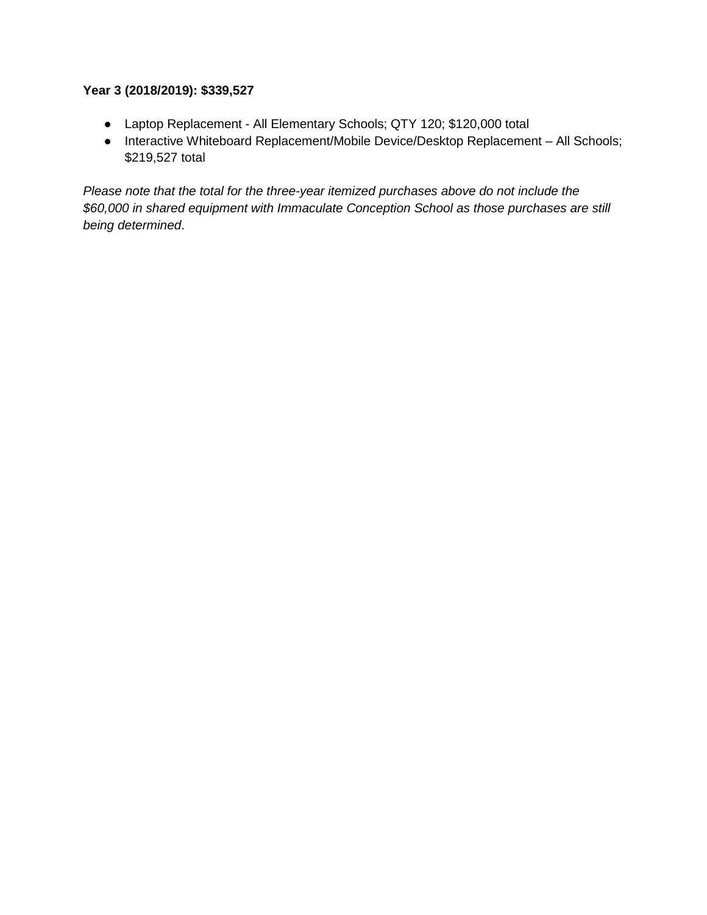**Year 3 (2018/2019): $339,527**

- Laptop Replacement - All Elementary Schools; QTY 120; $120,000 total
- Interactive Whiteboard Replacement/Mobile Device/Desktop Replacement – All Schools; $219,527 total

*Please note that the total for the three-year itemized purchases above do not include the $60,000 in shared equipment with Immaculate Conception School as those purchases are still being determined*.